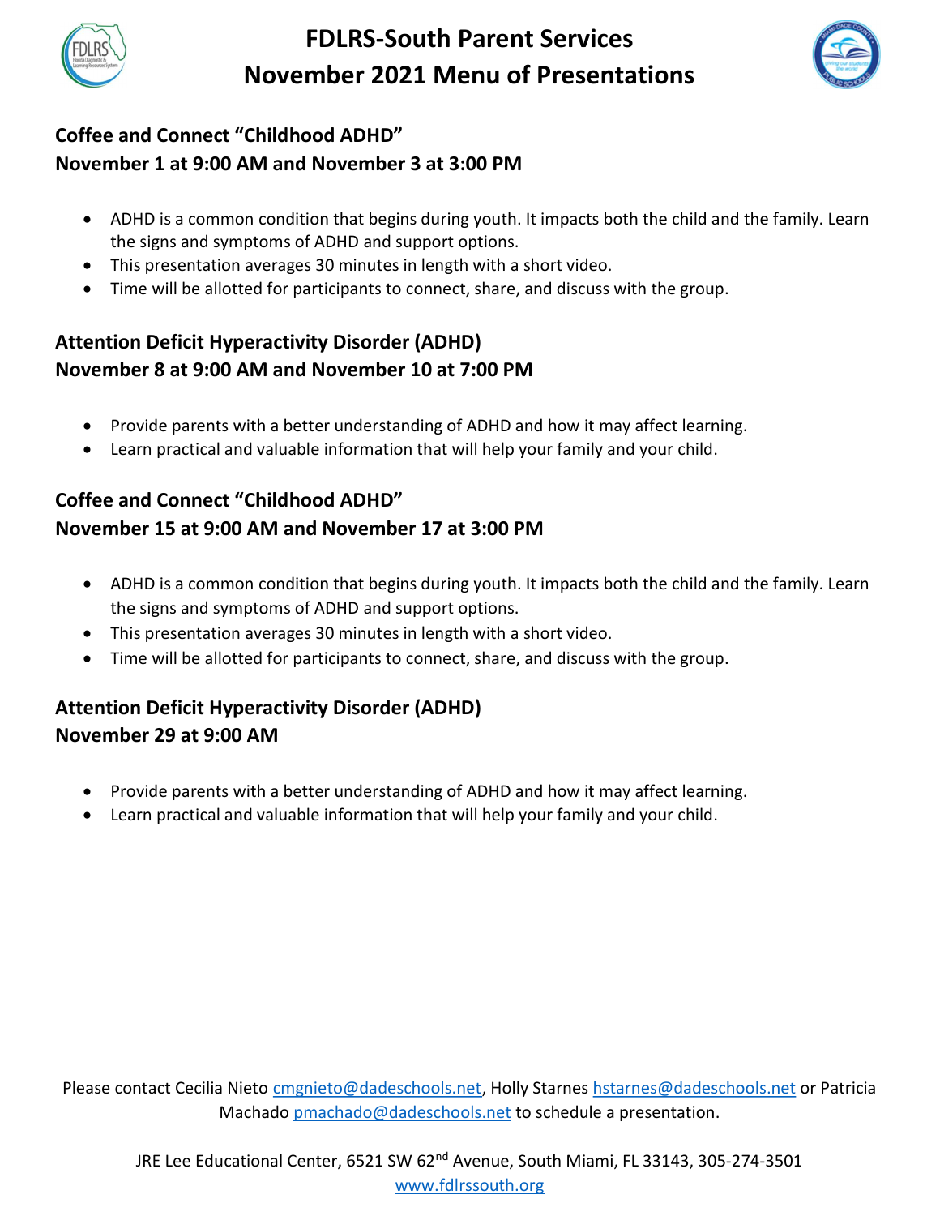# FDLRS-South Parent Services
# November 2021 Menu of Presentations

### Coffee and Connect "Childhood ADHD"
### November 1 at 9:00 AM and November 3 at 3:00 PM

- ADHD is a common condition that begins during youth. It impacts both the child and the family. Learn the signs and symptoms of ADHD and support options.
- This presentation averages 30 minutes in length with a short video.
- Time will be allotted for participants to connect, share, and discuss with the group.

### Attention Deficit Hyperactivity Disorder (ADHD)
### November 8 at 9:00 AM and November 10 at 7:00 PM

- Provide parents with a better understanding of ADHD and how it may affect learning.
- Learn practical and valuable information that will help your family and your child.

### Coffee and Connect "Childhood ADHD"
### November 15 at 9:00 AM and November 17 at 3:00 PM

- ADHD is a common condition that begins during youth. It impacts both the child and the family. Learn the signs and symptoms of ADHD and support options.
- This presentation averages 30 minutes in length with a short video.
- Time will be allotted for participants to connect, share, and discuss with the group.

### Attention Deficit Hyperactivity Disorder (ADHD)
### November 29 at 9:00 AM

- Provide parents with a better understanding of ADHD and how it may affect learning.
- Learn practical and valuable information that will help your family and your child.

Please contact Cecilia Nieto cmgnieto@dadeschools.net, Holly Starnes hstarnes@dadeschools.net or Patricia Machado pmachado@dadeschools.net to schedule a presentation.

JRE Lee Educational Center, 6521 SW 62nd Avenue, South Miami, FL 33143, 305-274-3501
www.fdlrssouth.org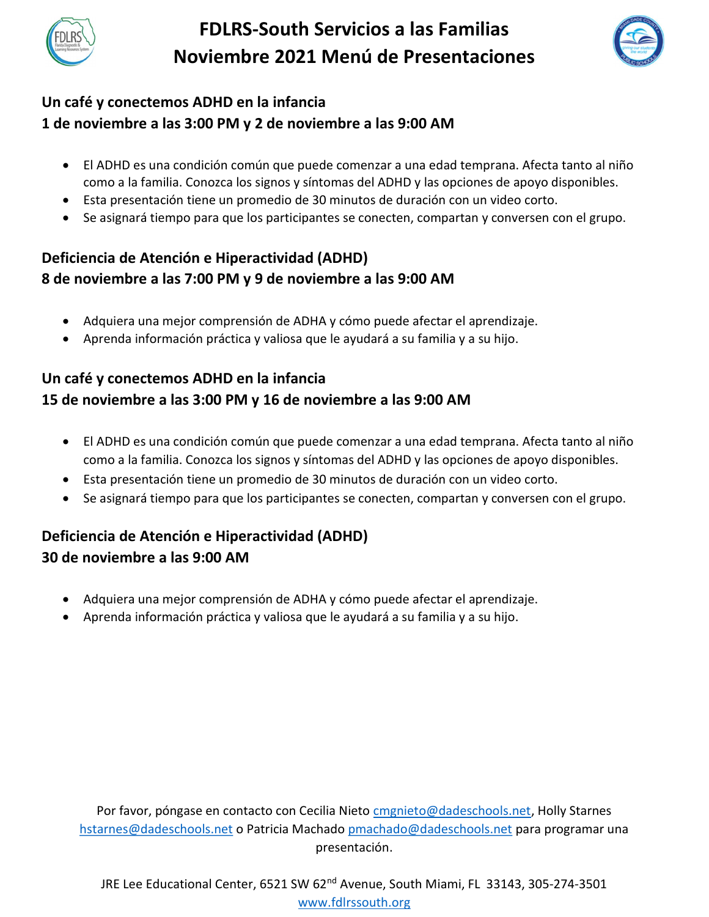# FDLRS-South Servicios a las Familias
# Noviembre 2021 Menú de Presentaciones

## Un café y conectemos ADHD en la infancia
## 1 de noviembre a las 3:00 PM y 2 de noviembre a las 9:00 AM

- El ADHD es una condición común que puede comenzar a una edad temprana. Afecta tanto al niño como a la familia. Conozca los signos y síntomas del ADHD y las opciones de apoyo disponibles.
- Esta presentación tiene un promedio de 30 minutos de duración con un video corto.
- Se asignará tiempo para que los participantes se conecten, compartan y conversen con el grupo.

## Deficiencia de Atención e Hiperactividad (ADHD)
## 8 de noviembre a las 7:00 PM y 9 de noviembre a las 9:00 AM

- Adquiera una mejor comprensión de ADHA y cómo puede afectar el aprendizaje.
- Aprenda información práctica y valiosa que le ayudará a su familia y a su hijo.

## Un café y conectemos ADHD en la infancia
## 15 de noviembre a las 3:00 PM y 16 de noviembre a las 9:00 AM

- El ADHD es una condición común que puede comenzar a una edad temprana. Afecta tanto al niño como a la familia. Conozca los signos y síntomas del ADHD y las opciones de apoyo disponibles.
- Esta presentación tiene un promedio de 30 minutos de duración con un video corto.
- Se asignará tiempo para que los participantes se conecten, compartan y conversen con el grupo.

## Deficiencia de Atención e Hiperactividad (ADHD)
## 30 de noviembre a las 9:00 AM

- Adquiera una mejor comprensión de ADHA y cómo puede afectar el aprendizaje.
- Aprenda información práctica y valiosa que le ayudará a su familia y a su hijo.

Por favor, póngase en contacto con Cecilia Nieto cmgnieto@dadeschools.net, Holly Starnes hstarnes@dadeschools.net o Patricia Machado pmachado@dadeschools.net para programar una presentación.

JRE Lee Educational Center, 6521 SW 62nd Avenue, South Miami, FL 33143, 305-274-3501
www.fdlrssouth.org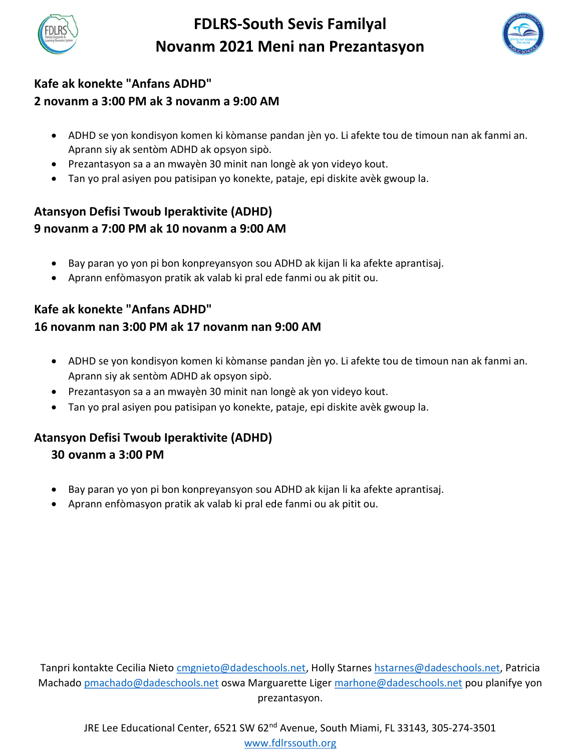# FDLRS-South Sevis Familyal
# Novanm 2021 Meni nan Prezantasyon

## Kafe ak konekte "Anfans ADHD"
## 2 novanm a 3:00 PM ak 3 novanm a 9:00 AM

- ADHD se yon kondisyon komen ki kòmanse pandan jèn yo. Li afekte tou de timoun nan ak fanmi an. Aprann siy ak sentòm ADHD ak opsyon sipò.
- Prezantasyon sa a an mwayèn 30 minit nan longè ak yon videyo kout.
- Tan yo pral asiyen pou patisipan yo konekte, pataje, epi diskite avèk gwoup la.

## Atansyon Defisi Twoub Iperaktivite (ADHD)
## 9 novanm a 7:00 PM ak 10 novanm a 9:00 AM

- Bay paran yo yon pi bon konpreyansyon sou ADHD ak kijan li ka afekte aprantisaj.
- Aprann enfòmasyon pratik ak valab ki pral ede fanmi ou ak pitit ou.

## Kafe ak konekte "Anfans ADHD"
## 16 novanm nan 3:00 PM ak 17 novanm nan 9:00 AM

- ADHD se yon kondisyon komen ki kòmanse pandan jèn yo. Li afekte tou de timoun nan ak fanmi an. Aprann siy ak sentòm ADHD ak opsyon sipò.
- Prezantasyon sa a an mwayèn 30 minit nan longè ak yon videyo kout.
- Tan yo pral asiyen pou patisipan yo konekte, pataje, epi diskite avèk gwoup la.

## Atansyon Defisi Twoub Iperaktivite (ADHD)
## 30 ovanm a 3:00 PM

- Bay paran yo yon pi bon konpreyansyon sou ADHD ak kijan li ka afekte aprantisaj.
- Aprann enfòmasyon pratik ak valab ki pral ede fanmi ou ak pitit ou.

Tanpri kontakte Cecilia Nieto cmgnieto@dadeschools.net, Holly Starnes hstarnes@dadeschools.net, Patricia Machado pmachado@dadeschools.net oswa Marguarette Liger marhone@dadeschools.net pou planifye yon prezantasyon.

JRE Lee Educational Center, 6521 SW 62nd Avenue, South Miami, FL 33143, 305-274-3501
www.fdlrssouth.org